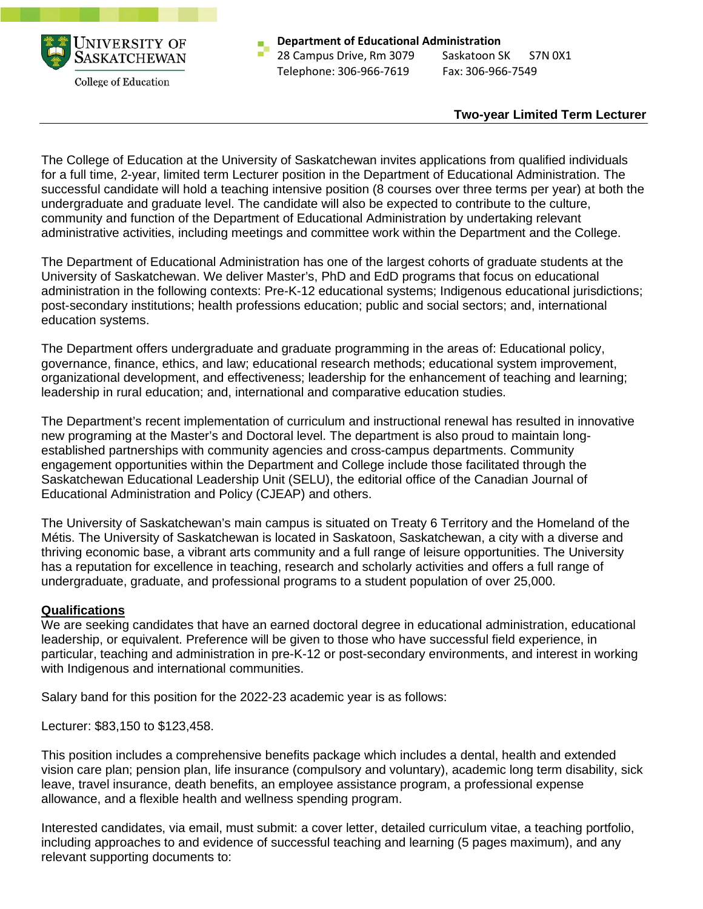University of Saskatchewan
College of Education

**Department of Educational Administration**
28 Campus Drive, Rm 3079 Saskatoon SK S7N 0X1
Telephone: 306-966-7619 Fax: 306-966-7549

## Two-year Limited Term Lecturer

The College of Education at the University of Saskatchewan invites applications from qualified individuals for a full time, 2-year, limited term Lecturer position in the Department of Educational Administration. The successful candidate will hold a teaching intensive position (8 courses over three terms per year) at both the undergraduate and graduate level. The candidate will also be expected to contribute to the culture, community and function of the Department of Educational Administration by undertaking relevant administrative activities, including meetings and committee work within the Department and the College.

The Department of Educational Administration has one of the largest cohorts of graduate students at the University of Saskatchewan. We deliver Master's, PhD and EdD programs that focus on educational administration in the following contexts: Pre-K-12 educational systems; Indigenous educational jurisdictions; post-secondary institutions; health professions education; public and social sectors; and, international education systems.

The Department offers undergraduate and graduate programming in the areas of: Educational policy, governance, finance, ethics, and law; educational research methods; educational system improvement, organizational development, and effectiveness; leadership for the enhancement of teaching and learning; leadership in rural education; and, international and comparative education studies.

The Department's recent implementation of curriculum and instructional renewal has resulted in innovative new programing at the Master's and Doctoral level. The department is also proud to maintain long-established partnerships with community agencies and cross-campus departments. Community engagement opportunities within the Department and College include those facilitated through the Saskatchewan Educational Leadership Unit (SELU), the editorial office of the Canadian Journal of Educational Administration and Policy (CJEAP) and others.

The University of Saskatchewan's main campus is situated on Treaty 6 Territory and the Homeland of the Métis. The University of Saskatchewan is located in Saskatoon, Saskatchewan, a city with a diverse and thriving economic base, a vibrant arts community and a full range of leisure opportunities. The University has a reputation for excellence in teaching, research and scholarly activities and offers a full range of undergraduate, graduate, and professional programs to a student population of over 25,000.

### Qualifications

We are seeking candidates that have an earned doctoral degree in educational administration, educational leadership, or equivalent. Preference will be given to those who have successful field experience, in particular, teaching and administration in pre-K-12 or post-secondary environments, and interest in working with Indigenous and international communities.

Salary band for this position for the 2022-23 academic year is as follows:

Lecturer: $83,150 to $123,458.

This position includes a comprehensive benefits package which includes a dental, health and extended vision care plan; pension plan, life insurance (compulsory and voluntary), academic long term disability, sick leave, travel insurance, death benefits, an employee assistance program, a professional expense allowance, and a flexible health and wellness spending program.

Interested candidates, via email, must submit: a cover letter, detailed curriculum vitae, a teaching portfolio, including approaches to and evidence of successful teaching and learning (5 pages maximum), and any relevant supporting documents to: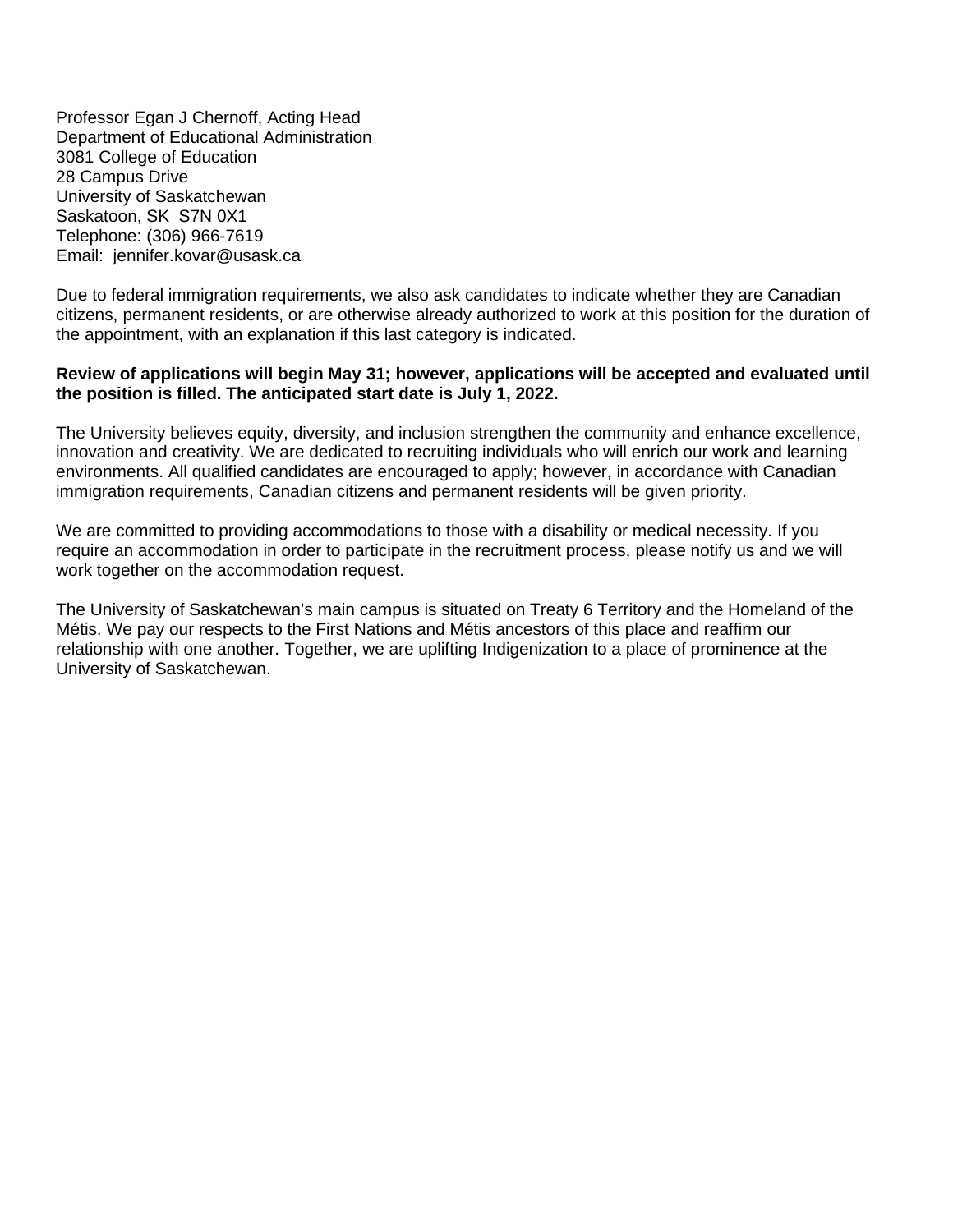Professor Egan J Chernoff, Acting Head
Department of Educational Administration
3081 College of Education
28 Campus Drive
University of Saskatchewan
Saskatoon, SK  S7N 0X1
Telephone: (306) 966-7619
Email:  jennifer.kovar@usask.ca

Due to federal immigration requirements, we also ask candidates to indicate whether they are Canadian citizens, permanent residents, or are otherwise already authorized to work at this position for the duration of the appointment, with an explanation if this last category is indicated.

**Review of applications will begin May 31; however, applications will be accepted and evaluated until the position is filled. The anticipated start date is July 1, 2022.**

The University believes equity, diversity, and inclusion strengthen the community and enhance excellence, innovation and creativity. We are dedicated to recruiting individuals who will enrich our work and learning environments. All qualified candidates are encouraged to apply; however, in accordance with Canadian immigration requirements, Canadian citizens and permanent residents will be given priority.

We are committed to providing accommodations to those with a disability or medical necessity. If you require an accommodation in order to participate in the recruitment process, please notify us and we will work together on the accommodation request.

The University of Saskatchewan's main campus is situated on Treaty 6 Territory and the Homeland of the Métis. We pay our respects to the First Nations and Métis ancestors of this place and reaffirm our relationship with one another. Together, we are uplifting Indigenization to a place of prominence at the University of Saskatchewan.